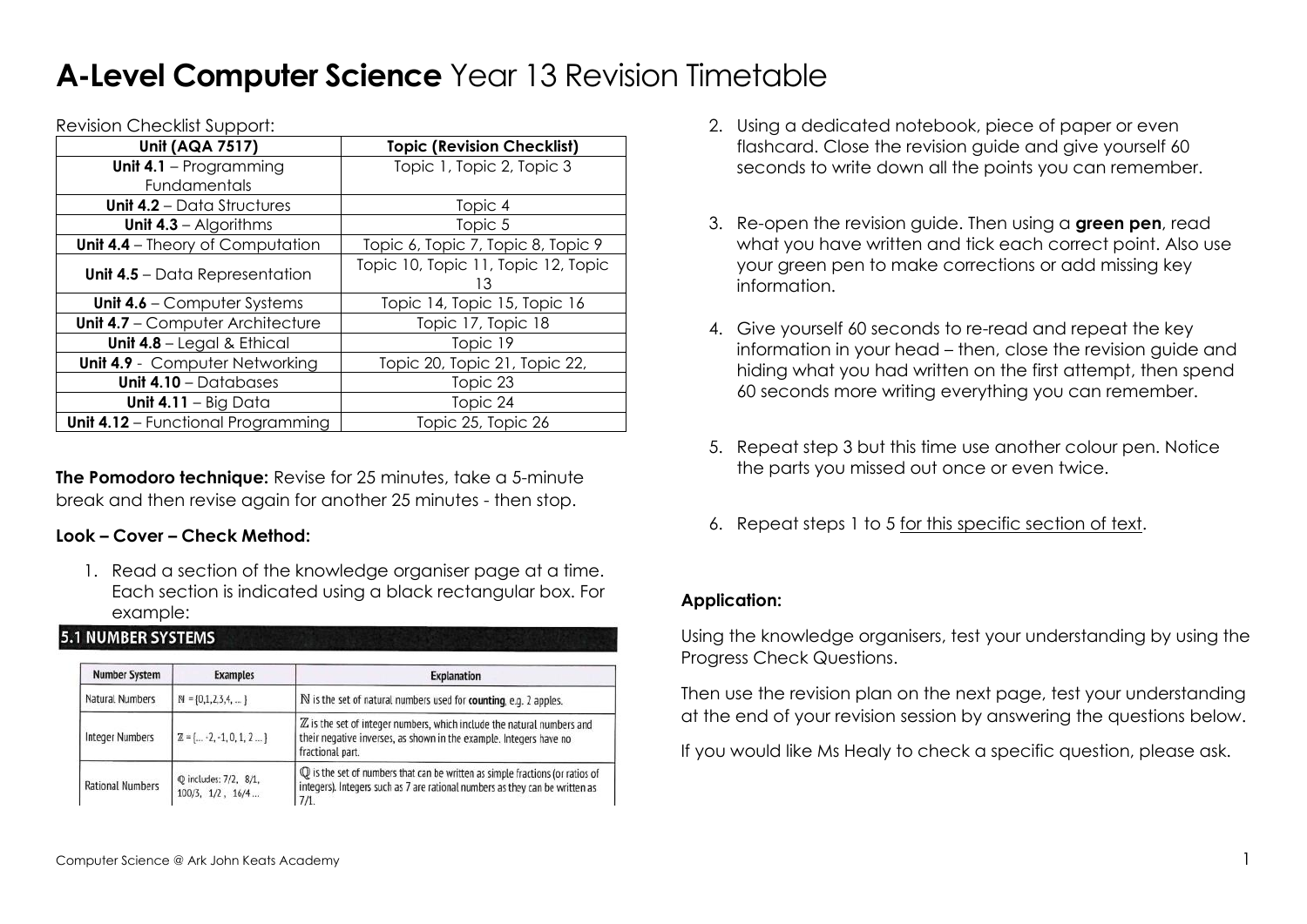# **A-Level Computer Science** Year 13 Revision Timetable

Revision Checklist Support:

| Unit (AQA 7517) | Topic (Revision Checklist) |
|---|---|
| **Unit 4.1** – Programming Fundamentals | Topic 1, Topic 2, Topic 3 |
| **Unit 4.2** – Data Structures | Topic 4 |
| **Unit 4.3** – Algorithms | Topic 5 |
| **Unit 4.4** – Theory of Computation | Topic 6, Topic 7, Topic 8, Topic 9 |
| **Unit 4.5** – Data Representation | Topic 10, Topic 11, Topic 12, Topic 13 |
| **Unit 4.6** – Computer Systems | Topic 14, Topic 15, Topic 16 |
| **Unit 4.7** – Computer Architecture | Topic 17, Topic 18 |
| **Unit 4.8** – Legal & Ethical | Topic 19 |
| **Unit 4.9** - Computer Networking | Topic 20, Topic 21, Topic 22, |
| **Unit 4.10** – Databases | Topic 23 |
| **Unit 4.11** – Big Data | Topic 24 |
| **Unit 4.12** – Functional Programming | Topic 25, Topic 26 |

**The Pomodoro technique:** Revise for 25 minutes, take a 5-minute break and then revise again for another 25 minutes - then stop.

**Look – Cover – Check Method:**

1. Read a section of the knowledge organiser page at a time. Each section is indicated using a black rectangular box. For example:

**5.1 NUMBER SYSTEMS**

| Number System | Examples | Explanation |
|---|---|---|
| Natural Numbers | ℕ = {0,1,2,3,4, ... } | ℕ is the set of natural numbers used for **counting**, e.g. 2 apples. |
| Integer Numbers | ℤ = {... -2, -1, 0, 1, 2 ... } | ℤ is the set of integer numbers, which include the natural numbers and their negative inverses, as shown in the example. Integers have no fractional part. |
| Rational Numbers | ℚ includes: 7/2, 8/1, 100/3, 1/2 , 16/4 ... | ℚ is the set of numbers that can be written as simple fractions (or ratios of integers). Integers such as 7 are rational numbers as they can be written as 7/1. |

2. Using a dedicated notebook, piece of paper or even flashcard. Close the revision guide and give yourself 60 seconds to write down all the points you can remember.

3. Re-open the revision guide. Then using a **green pen**, read what you have written and tick each correct point. Also use your green pen to make corrections or add missing key information.

4. Give yourself 60 seconds to re-read and repeat the key information in your head – then, close the revision guide and hiding what you had written on the first attempt, then spend 60 seconds more writing everything you can remember.

5. Repeat step 3 but this time use another colour pen. Notice the parts you missed out once or even twice.

6. Repeat steps 1 to 5 for this specific section of text.

**Application:**

Using the knowledge organisers, test your understanding by using the Progress Check Questions.

Then use the revision plan on the next page, test your understanding at the end of your revision session by answering the questions below.

If you would like Ms Healy to check a specific question, please ask.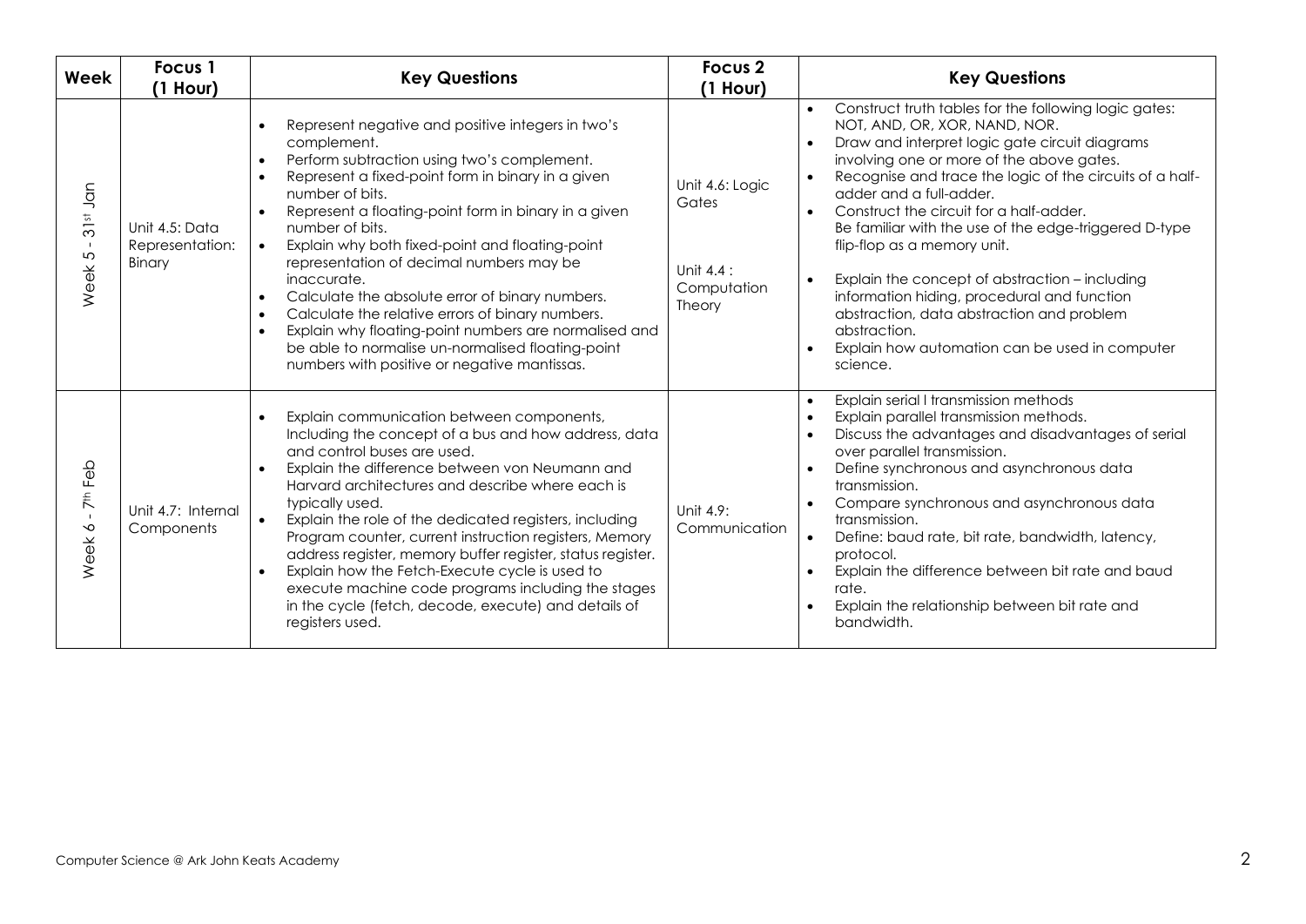| Week | Focus 1 (1 Hour) | Key Questions | Focus 2 (1 Hour) | Key Questions |
|---|---|---|---|---|
| Week 5 - 31st Jan | Unit 4.5: Data Representation: Binary | • Represent negative and positive integers in two's complement.<br>• Perform subtraction using two's complement.<br>• Represent a fixed-point form in binary in a given number of bits.<br>• Represent a floating-point form in binary in a given number of bits.<br>• Explain why both fixed-point and floating-point representation of decimal numbers may be inaccurate.<br>• Calculate the absolute error of binary numbers.<br>• Calculate the relative errors of binary numbers.<br>• Explain why floating-point numbers are normalised and be able to normalise un-normalised floating-point numbers with positive or negative mantissas. | Unit 4.6: Logic Gates<br><br>Unit 4.4 : Computation Theory | • Construct truth tables for the following logic gates: NOT, AND, OR, XOR, NAND, NOR.<br>• Draw and interpret logic gate circuit diagrams involving one or more of the above gates.<br>• Recognise and trace the logic of the circuits of a half-adder and a full-adder.<br>• Construct the circuit for a half-adder. Be familiar with the use of the edge-triggered D-type flip-flop as a memory unit.<br>• Explain the concept of abstraction – including information hiding, procedural and function abstraction, data abstraction and problem abstraction.<br>• Explain how automation can be used in computer science. |
| Week 6 - 7th Feb | Unit 4.7: Internal Components | • Explain communication between components, Including the concept of a bus and how address, data and control buses are used.<br>• Explain the difference between von Neumann and Harvard architectures and describe where each is typically used.<br>• Explain the role of the dedicated registers, including Program counter, current instruction registers, Memory address register, memory buffer register, status register.<br>• Explain how the Fetch-Execute cycle is used to execute machine code programs including the stages in the cycle (fetch, decode, execute) and details of registers used. | Unit 4.9: Communication | • Explain serial l transmission methods<br>• Explain parallel transmission methods.<br>• Discuss the advantages and disadvantages of serial over parallel transmission.<br>• Define synchronous and asynchronous data transmission.<br>• Compare synchronous and asynchronous data transmission.<br>• Define: baud rate, bit rate, bandwidth, latency, protocol.<br>• Explain the difference between bit rate and baud rate.<br>• Explain the relationship between bit rate and bandwidth. |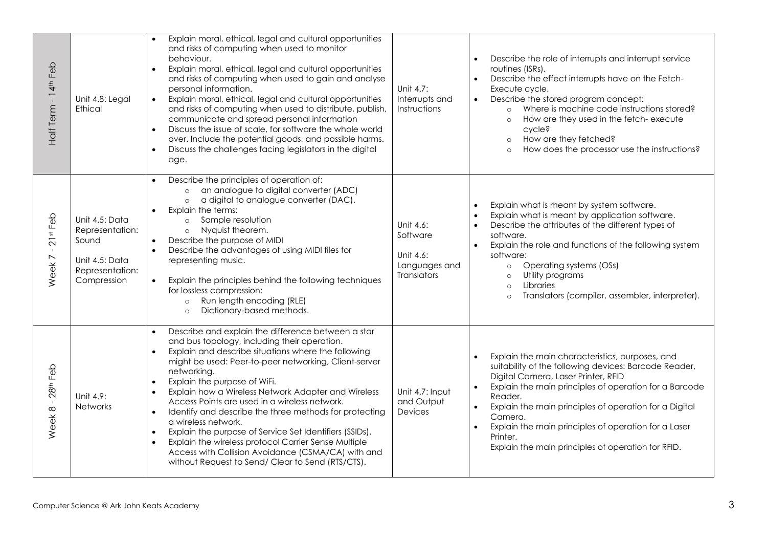| Half Term - 14th Feb | Unit 4.8: Legal Ethical | • Explain moral, ethical, legal and cultural opportunities and risks of computing when used to monitor behaviour.<br>• Explain moral, ethical, legal and cultural opportunities and risks of computing when used to gain and analyse personal information.<br>• Explain moral, ethical, legal and cultural opportunities and risks of computing when used to distribute, publish, communicate and spread personal information<br>• Discuss the issue of scale, for software the whole world over. Include the potential goods, and possible harms.<br>• Discuss the challenges facing legislators in the digital age. | Unit 4.7: Interrupts and Instructions | • Describe the role of interrupts and interrupt service routines (ISRs).<br>• Describe the effect interrupts have on the Fetch-Execute cycle.<br>• Describe the stored program concept:<br>  ○ Where is machine code instructions stored?<br>  ○ How are they used in the fetch- execute cycle?<br>  ○ How are they fetched?<br>  ○ How does the processor use the instructions? |
|---|---|---|---|---|
| Week 7 - 21st Feb | Unit 4.5: Data Representation: Sound<br><br>Unit 4.5: Data Representation: Compression | • Describe the principles of operation of:<br>  ○ an analogue to digital converter (ADC)<br>  ○ a digital to analogue converter (DAC).<br>• Explain the terms:<br>  ○ Sample resolution<br>  ○ Nyquist theorem.<br>• Describe the purpose of MIDI<br>• Describe the advantages of using MIDI files for representing music.<br><br>• Explain the principles behind the following techniques for lossless compression:<br>  ○ Run length encoding (RLE)<br>  ○ Dictionary-based methods. | Unit 4.6: Software<br><br>Unit 4.6: Languages and Translators | • Explain what is meant by system software.<br>• Explain what is meant by application software.<br>• Describe the attributes of the different types of software.<br>• Explain the role and functions of the following system software:<br>  ○ Operating systems (OSs)<br>  ○ Utility programs<br>  ○ Libraries<br>  ○ Translators (compiler, assembler, interpreter). |
| Week 8 - 28th Feb | Unit 4.9: Networks | • Describe and explain the difference between a star and bus topology, including their operation.<br>• Explain and describe situations where the following might be used: Peer-to-peer networking, Client-server networking.<br>• Explain the purpose of WiFi.<br>• Explain how a Wireless Network Adapter and Wireless Access Points are used in a wireless network.<br>• Identify and describe the three methods for protecting a wireless network.<br>• Explain the purpose of Service Set Identifiers (SSIDs).<br>• Explain the wireless protocol Carrier Sense Multiple Access with Collision Avoidance (CSMA/CA) with and without Request to Send/ Clear to Send (RTS/CTS). | Unit 4.7: Input and Output Devices | • Explain the main characteristics, purposes, and suitability of the following devices: Barcode Reader, Digital Camera, Laser Printer, RFID<br>• Explain the main principles of operation for a Barcode Reader.<br>• Explain the main principles of operation for a Digital Camera.<br>• Explain the main principles of operation for a Laser Printer.<br>Explain the main principles of operation for RFID. |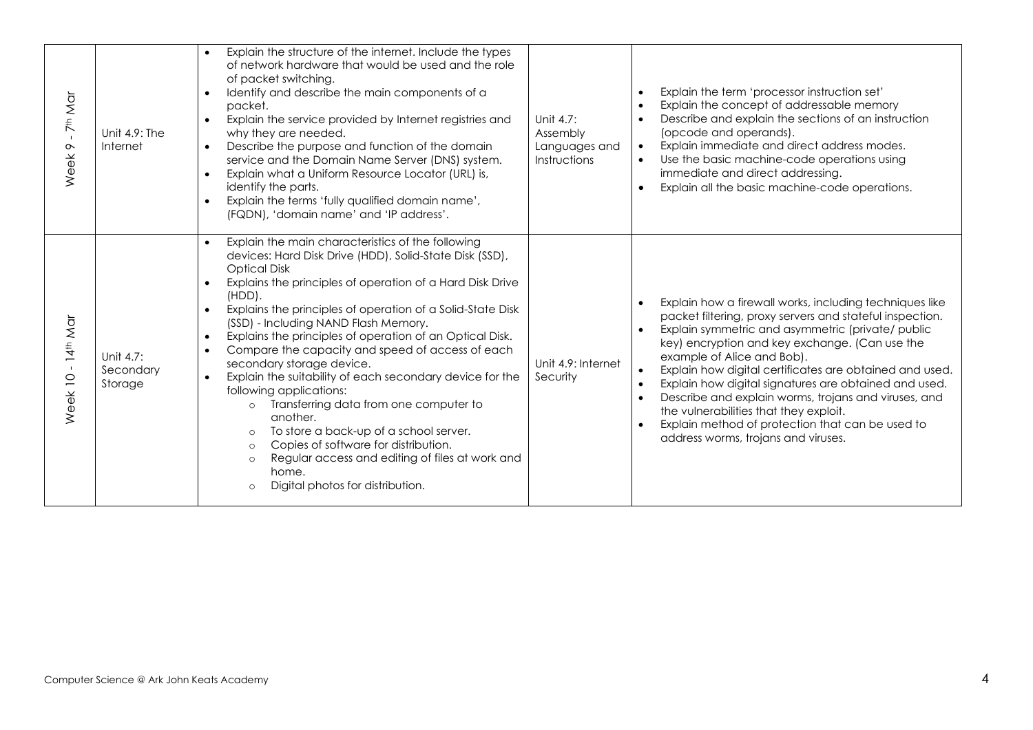| Week 9 - 7th Mar | Unit 4.9: The Internet | • Explain the structure of the internet. Include the types of network hardware that would be used and the role of packet switching.<br>• Identify and describe the main components of a packet.<br>• Explain the service provided by Internet registries and why they are needed.<br>• Describe the purpose and function of the domain service and the Domain Name Server (DNS) system.<br>• Explain what a Uniform Resource Locator (URL) is, identify the parts.<br>• Explain the terms 'fully qualified domain name', (FQDN), 'domain name' and 'IP address'. | Unit 4.7: Assembly Languages and Instructions | • Explain the term 'processor instruction set'<br>• Explain the concept of addressable memory<br>• Describe and explain the sections of an instruction (opcode and operands).<br>• Explain immediate and direct address modes.<br>• Use the basic machine-code operations using immediate and direct addressing.<br>• Explain all the basic machine-code operations. |
|---|---|---|---|---|
| Week 10 - 14th Mar | Unit 4.7: Secondary Storage | • Explain the main characteristics of the following devices: Hard Disk Drive (HDD), Solid-State Disk (SSD), Optical Disk<br>• Explains the principles of operation of a Hard Disk Drive (HDD).<br>• Explains the principles of operation of a Solid-State Disk (SSD) - Including NAND Flash Memory.<br>• Explains the principles of operation of an Optical Disk.<br>• Compare the capacity and speed of access of each secondary storage device.<br>• Explain the suitability of each secondary device for the following applications:<br>&nbsp;&nbsp;○ Transferring data from one computer to another.<br>&nbsp;&nbsp;○ To store a back-up of a school server.<br>&nbsp;&nbsp;○ Copies of software for distribution.<br>&nbsp;&nbsp;○ Regular access and editing of files at work and home.<br>&nbsp;&nbsp;○ Digital photos for distribution. | Unit 4.9: Internet Security | • Explain how a firewall works, including techniques like packet filtering, proxy servers and stateful inspection.<br>• Explain symmetric and asymmetric (private/ public key) encryption and key exchange. (Can use the example of Alice and Bob).<br>• Explain how digital certificates are obtained and used.<br>• Explain how digital signatures are obtained and used.<br>• Describe and explain worms, trojans and viruses, and the vulnerabilities that they exploit.<br>• Explain method of protection that can be used to address worms, trojans and viruses. |

Computer Science @ Ark John Keats Academy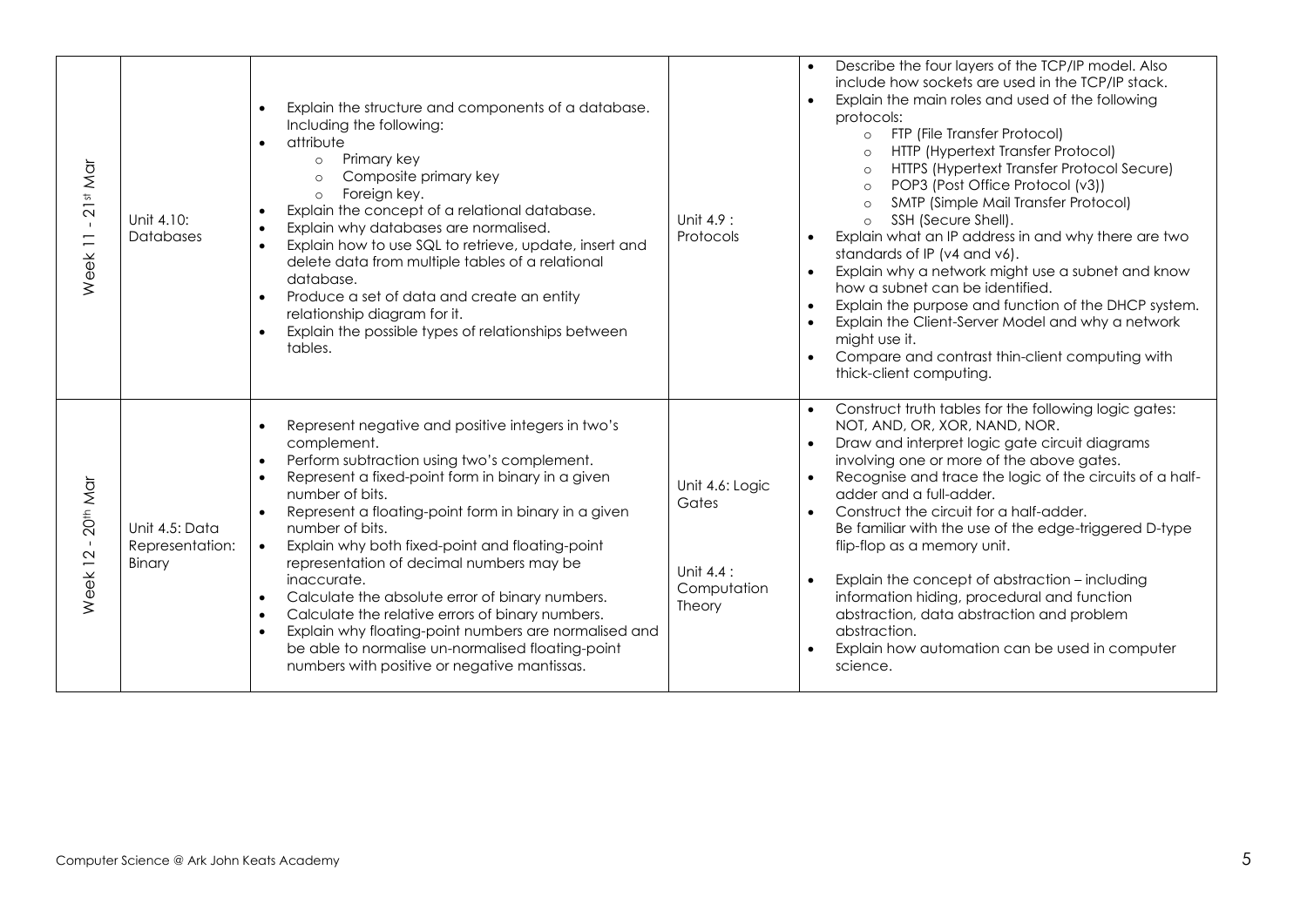| | | | | |
|---|---|---|---|---|
| Week 11 - 21st Mar | Unit 4.10: Databases | • Explain the structure and components of a database. Including the following:<br>• attribute<br>  ○ Primary key<br>  ○ Composite primary key<br>  ○ Foreign key.<br>• Explain the concept of a relational database.<br>• Explain why databases are normalised.<br>• Explain how to use SQL to retrieve, update, insert and delete data from multiple tables of a relational database.<br>• Produce a set of data and create an entity relationship diagram for it.<br>• Explain the possible types of relationships between tables. | Unit 4.9 : Protocols | • Describe the four layers of the TCP/IP model. Also include how sockets are used in the TCP/IP stack.<br>• Explain the main roles and used of the following protocols:<br>  ○ FTP (File Transfer Protocol)<br>  ○ HTTP (Hypertext Transfer Protocol)<br>  ○ HTTPS (Hypertext Transfer Protocol Secure)<br>  ○ POP3 (Post Office Protocol (v3))<br>  ○ SMTP (Simple Mail Transfer Protocol)<br>  ○ SSH (Secure Shell).<br>• Explain what an IP address in and why there are two standards of IP (v4 and v6).<br>• Explain why a network might use a subnet and know how a subnet can be identified.<br>• Explain the purpose and function of the DHCP system.<br>• Explain the Client-Server Model and why a network might use it.<br>• Compare and contrast thin-client computing with thick-client computing. |
| Week 12 - 20th Mar | Unit 4.5: Data Representation: Binary | • Represent negative and positive integers in two's complement.<br>• Perform subtraction using two's complement.<br>• Represent a fixed-point form in binary in a given number of bits.<br>• Represent a floating-point form in binary in a given number of bits.<br>• Explain why both fixed-point and floating-point representation of decimal numbers may be inaccurate.<br>• Calculate the absolute error of binary numbers.<br>• Calculate the relative errors of binary numbers.<br>• Explain why floating-point numbers are normalised and be able to normalise un-normalised floating-point numbers with positive or negative mantissas. | Unit 4.6: Logic Gates<br><br>Unit 4.4 : Computation Theory | • Construct truth tables for the following logic gates: NOT, AND, OR, XOR, NAND, NOR.<br>• Draw and interpret logic gate circuit diagrams involving one or more of the above gates.<br>• Recognise and trace the logic of the circuits of a half-adder and a full-adder.<br>• Construct the circuit for a half-adder. Be familiar with the use of the edge-triggered D-type flip-flop as a memory unit.<br><br>• Explain the concept of abstraction – including information hiding, procedural and function abstraction, data abstraction and problem abstraction.<br>• Explain how automation can be used in computer science. |

Computer Science @ Ark John Keats Academy